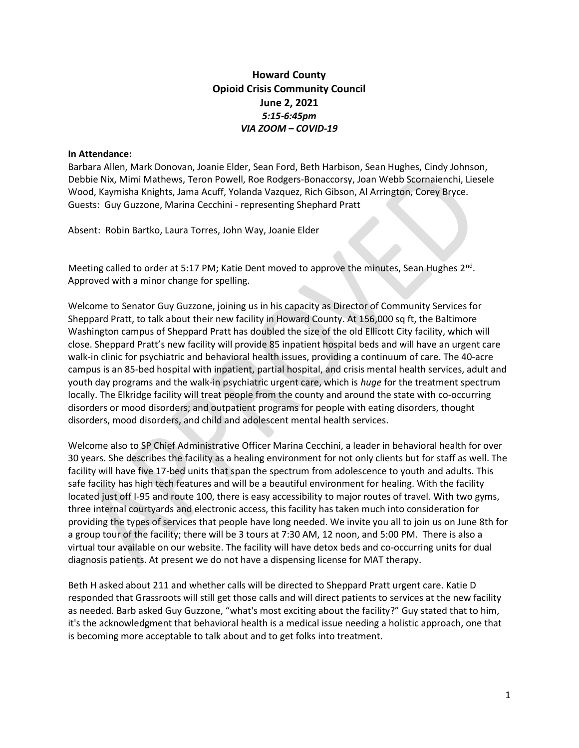**Howard County**
**Opioid Crisis Community Council**
**June 2, 2021**
***5:15-6:45pm***
***VIA ZOOM – COVID-19***

**In Attendance:**
Barbara Allen, Mark Donovan, Joanie Elder, Sean Ford, Beth Harbison, Sean Hughes, Cindy Johnson, Debbie Nix, Mimi Mathews, Teron Powell, Roe Rodgers-Bonaccorsy, Joan Webb Scornaienchi, Liesele Wood, Kaymisha Knights, Jama Acuff, Yolanda Vazquez, Rich Gibson, Al Arrington, Corey Bryce.
Guests: Guy Guzzone, Marina Cecchini - representing Shephard Pratt

Absent: Robin Bartko, Laura Torres, John Way, Joanie Elder

Meeting called to order at 5:17 PM; Katie Dent moved to approve the minutes, Sean Hughes 2nd. Approved with a minor change for spelling.

Welcome to Senator Guy Guzzone, joining us in his capacity as Director of Community Services for Sheppard Pratt, to talk about their new facility in Howard County. At 156,000 sq ft, the Baltimore Washington campus of Sheppard Pratt has doubled the size of the old Ellicott City facility, which will close. Sheppard Pratt's new facility will provide 85 inpatient hospital beds and will have an urgent care walk-in clinic for psychiatric and behavioral health issues, providing a continuum of care. The 40-acre campus is an 85-bed hospital with inpatient, partial hospital, and crisis mental health services, adult and youth day programs and the walk-in psychiatric urgent care, which is *huge* for the treatment spectrum locally. The Elkridge facility will treat people from the county and around the state with co-occurring disorders or mood disorders; and outpatient programs for people with eating disorders, thought disorders, mood disorders, and child and adolescent mental health services.

Welcome also to SP Chief Administrative Officer Marina Cecchini, a leader in behavioral health for over 30 years. She describes the facility as a healing environment for not only clients but for staff as well. The facility will have five 17-bed units that span the spectrum from adolescence to youth and adults. This safe facility has high tech features and will be a beautiful environment for healing. With the facility located just off I-95 and route 100, there is easy accessibility to major routes of travel. With two gyms, three internal courtyards and electronic access, this facility has taken much into consideration for providing the types of services that people have long needed. We invite you all to join us on June 8th for a group tour of the facility; there will be 3 tours at 7:30 AM, 12 noon, and 5:00 PM. There is also a virtual tour available on our website. The facility will have detox beds and co-occurring units for dual diagnosis patients. At present we do not have a dispensing license for MAT therapy.

Beth H asked about 211 and whether calls will be directed to Sheppard Pratt urgent care. Katie D responded that Grassroots will still get those calls and will direct patients to services at the new facility as needed. Barb asked Guy Guzzone, "what's most exciting about the facility?" Guy stated that to him, it's the acknowledgment that behavioral health is a medical issue needing a holistic approach, one that is becoming more acceptable to talk about and to get folks into treatment.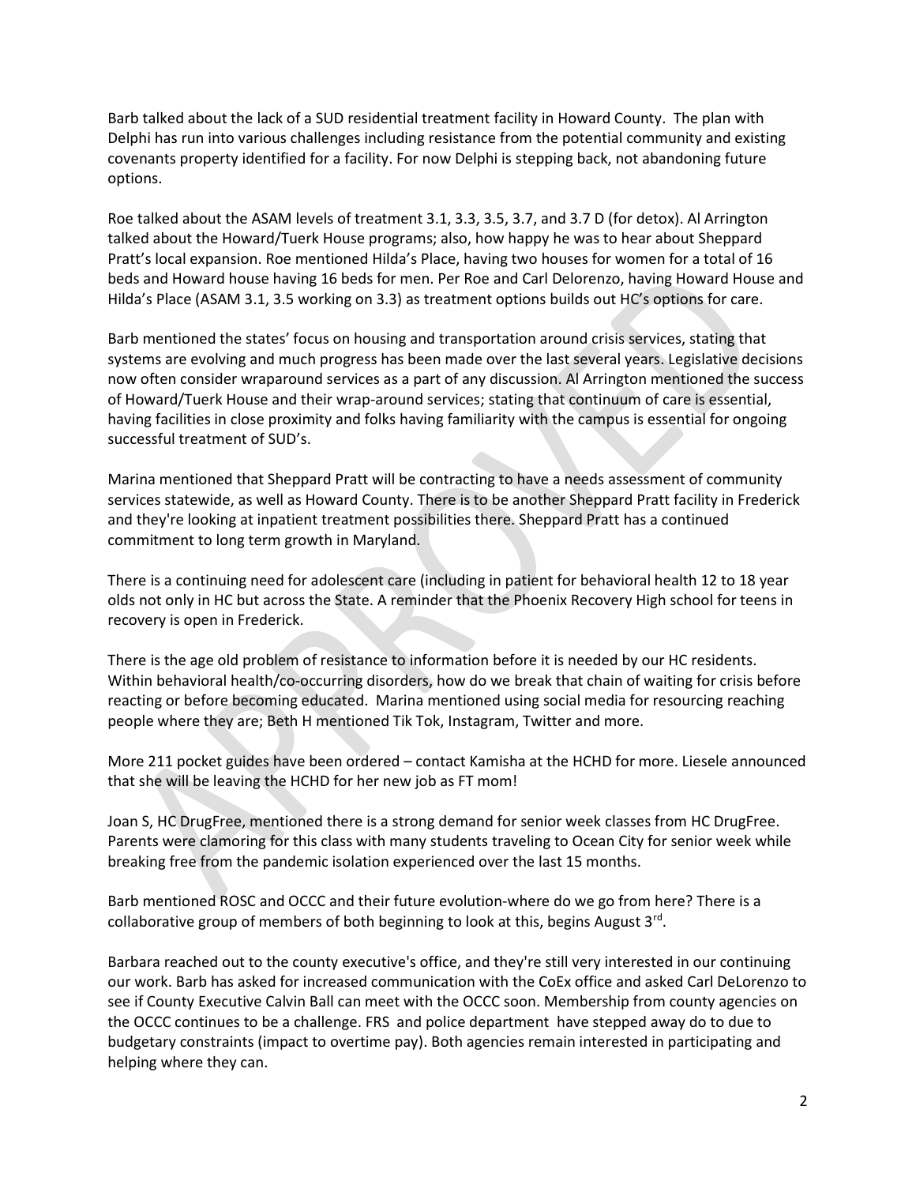Barb talked about the lack of a SUD residential treatment facility in Howard County. The plan with Delphi has run into various challenges including resistance from the potential community and existing covenants property identified for a facility. For now Delphi is stepping back, not abandoning future options.

Roe talked about the ASAM levels of treatment 3.1, 3.3, 3.5, 3.7, and 3.7 D (for detox). Al Arrington talked about the Howard/Tuerk House programs; also, how happy he was to hear about Sheppard Pratt's local expansion. Roe mentioned Hilda's Place, having two houses for women for a total of 16 beds and Howard house having 16 beds for men. Per Roe and Carl Delorenzo, having Howard House and Hilda's Place (ASAM 3.1, 3.5 working on 3.3) as treatment options builds out HC's options for care.

Barb mentioned the states' focus on housing and transportation around crisis services, stating that systems are evolving and much progress has been made over the last several years. Legislative decisions now often consider wraparound services as a part of any discussion. Al Arrington mentioned the success of Howard/Tuerk House and their wrap-around services; stating that continuum of care is essential, having facilities in close proximity and folks having familiarity with the campus is essential for ongoing successful treatment of SUD's.

Marina mentioned that Sheppard Pratt will be contracting to have a needs assessment of community services statewide, as well as Howard County. There is to be another Sheppard Pratt facility in Frederick and they're looking at inpatient treatment possibilities there. Sheppard Pratt has a continued commitment to long term growth in Maryland.

There is a continuing need for adolescent care (including in patient for behavioral health 12 to 18 year olds not only in HC but across the State. A reminder that the Phoenix Recovery High school for teens in recovery is open in Frederick.

There is the age old problem of resistance to information before it is needed by our HC residents. Within behavioral health/co-occurring disorders, how do we break that chain of waiting for crisis before reacting or before becoming educated. Marina mentioned using social media for resourcing reaching people where they are; Beth H mentioned Tik Tok, Instagram, Twitter and more.

More 211 pocket guides have been ordered – contact Kamisha at the HCHD for more. Liesele announced that she will be leaving the HCHD for her new job as FT mom!

Joan S, HC DrugFree, mentioned there is a strong demand for senior week classes from HC DrugFree. Parents were clamoring for this class with many students traveling to Ocean City for senior week while breaking free from the pandemic isolation experienced over the last 15 months.

Barb mentioned ROSC and OCCC and their future evolution-where do we go from here? There is a collaborative group of members of both beginning to look at this, begins August 3rd.

Barbara reached out to the county executive's office, and they're still very interested in our continuing our work. Barb has asked for increased communication with the CoEx office and asked Carl DeLorenzo to see if County Executive Calvin Ball can meet with the OCCC soon. Membership from county agencies on the OCCC continues to be a challenge. FRS and police department have stepped away do to due to budgetary constraints (impact to overtime pay). Both agencies remain interested in participating and helping where they can.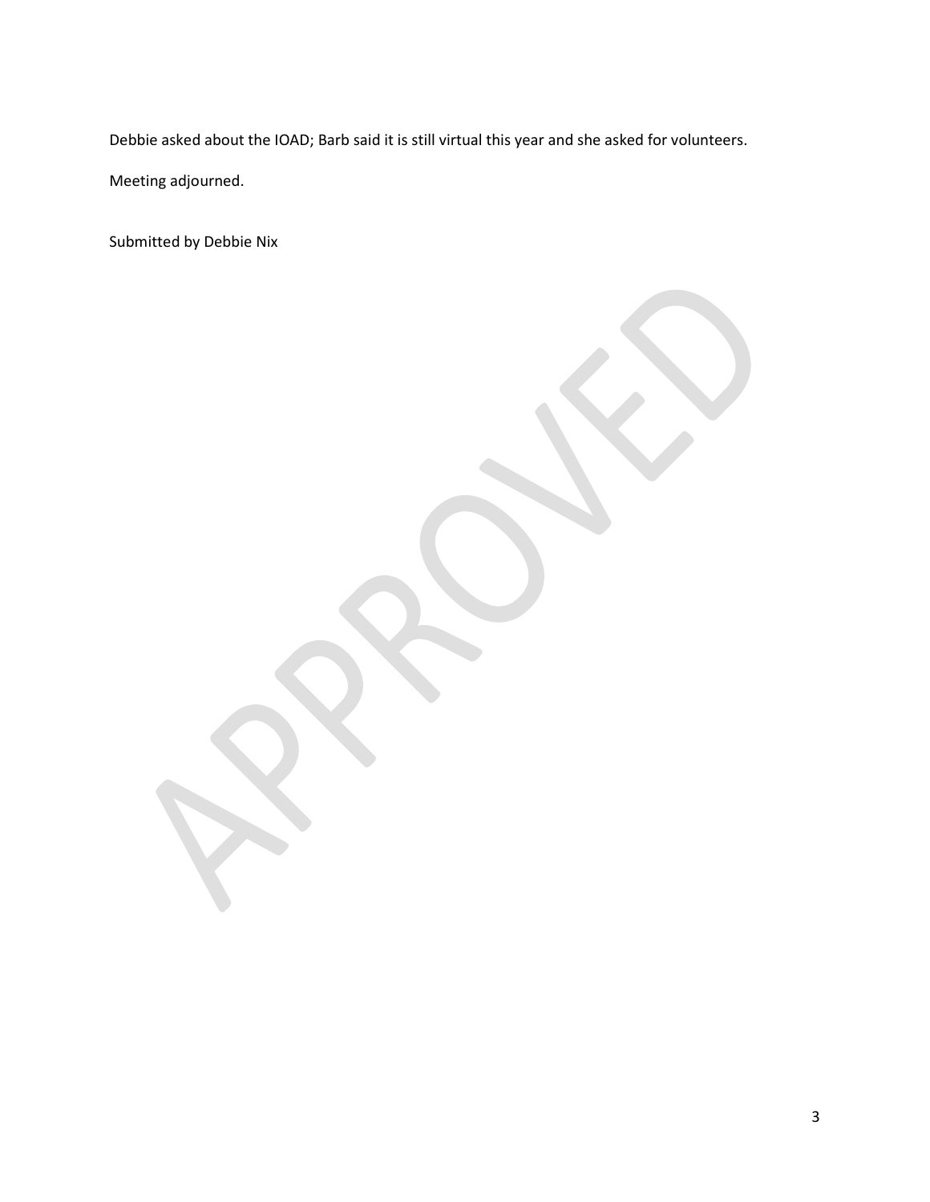Debbie asked about the IOAD; Barb said it is still virtual this year and she asked for volunteers.

Meeting adjourned.

Submitted by Debbie Nix

APPROVED